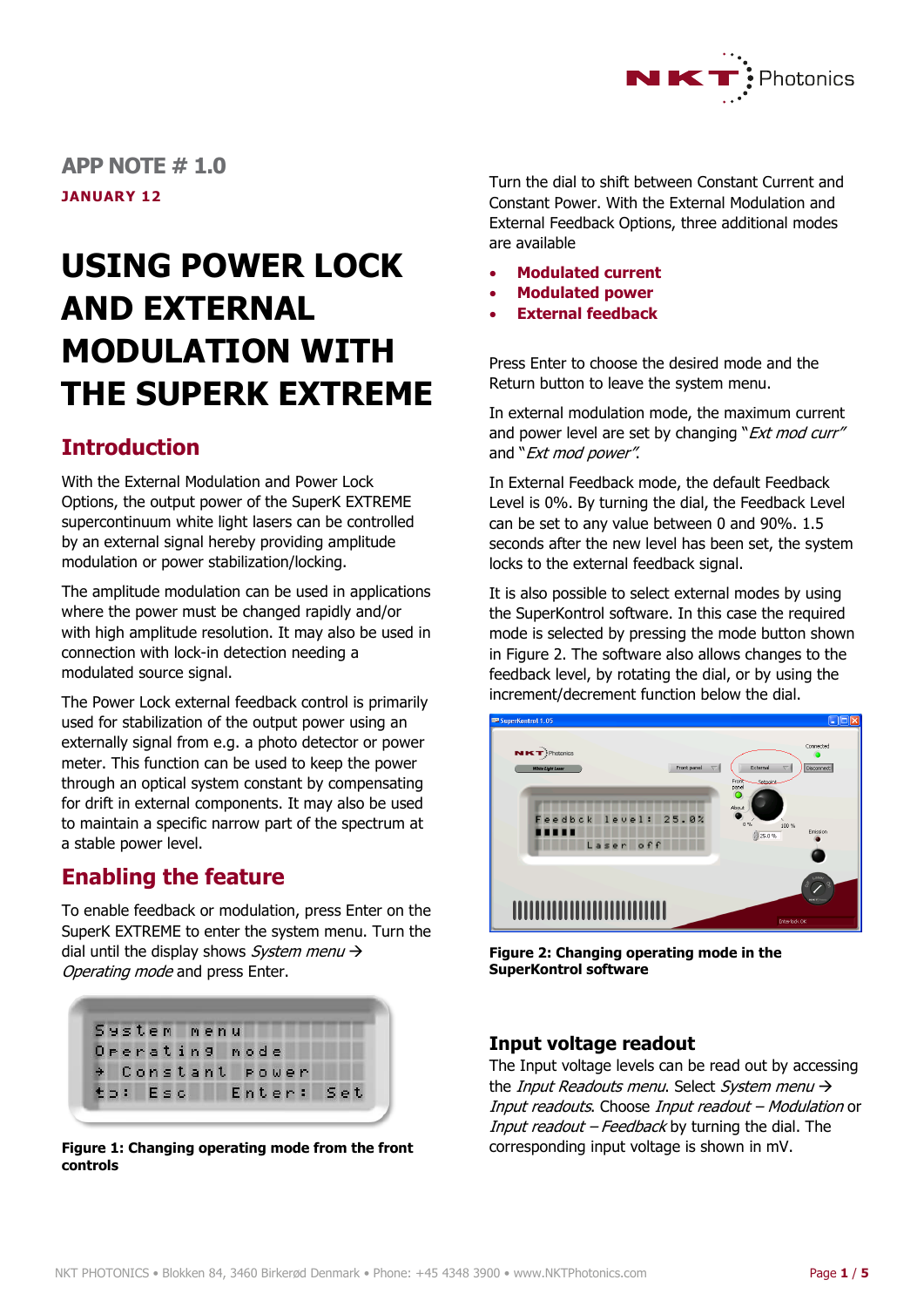APP NOTE # 1.0

JANUARY 12

# USING POWER LOCK AND EXTERNAL MODULATION WITH THE SUPERK EXTREME

## Introduction

With the External Modulation and Power Lock Options, the output power of the SuperK EXTREME supercontinuum white light lasers can be controlled by an external signal hereby providing amplitude modulation or power stabilization/locking.

The amplitude modulation can be used in applications where the power must be changed rapidly and/or with high amplitude resolution. It may also be used in connection with lock-in detection needing a modulated source signal.

The Power Lock external feedback control is primarily used for stabilization of the output power using an externally signal from e.g. a photo detector or power meter. This function can be used to keep the power through an optical system constant by compensating for drift in external components. It may also be used to maintain a specific narrow part of the spectrum at a stable power level.

## Enabling the feature

To enable feedback or modulation, press Enter on the SuperK EXTREME to enter the system menu. Turn the dial until the display shows *System menu →* *Operating mode* and press Enter.

**Figure 1: Changing operating mode from the front controls**

Turn the dial to shift between Constant Current and Constant Power. With the External Modulation and External Feedback Options, three additional modes are available

- **Modulated current**
- **Modulated power**
- **External feedback**

Press Enter to choose the desired mode and the Return button to leave the system menu.

In external modulation mode, the maximum current and power level are set by changing "*Ext mod curr*" and "*Ext mod power*".

In External Feedback mode, the default Feedback Level is 0%. By turning the dial, the Feedback Level can be set to any value between 0 and 90%. 1.5 seconds after the new level has been set, the system locks to the external feedback signal.

It is also possible to select external modes by using the SuperKontrol software. In this case the required mode is selected by pressing the mode button shown in Figure 2. The software also allows changes to the feedback level, by rotating the dial, or by using the increment/decrement function below the dial.

**Figure 2: Changing operating mode in the SuperKontrol software**

### Input voltage readout

The Input voltage levels can be read out by accessing the *Input Readouts menu*. Select *System menu →* *Input readouts*. Choose *Input readout – Modulation* or *Input readout – Feedback* by turning the dial. The corresponding input voltage is shown in mV.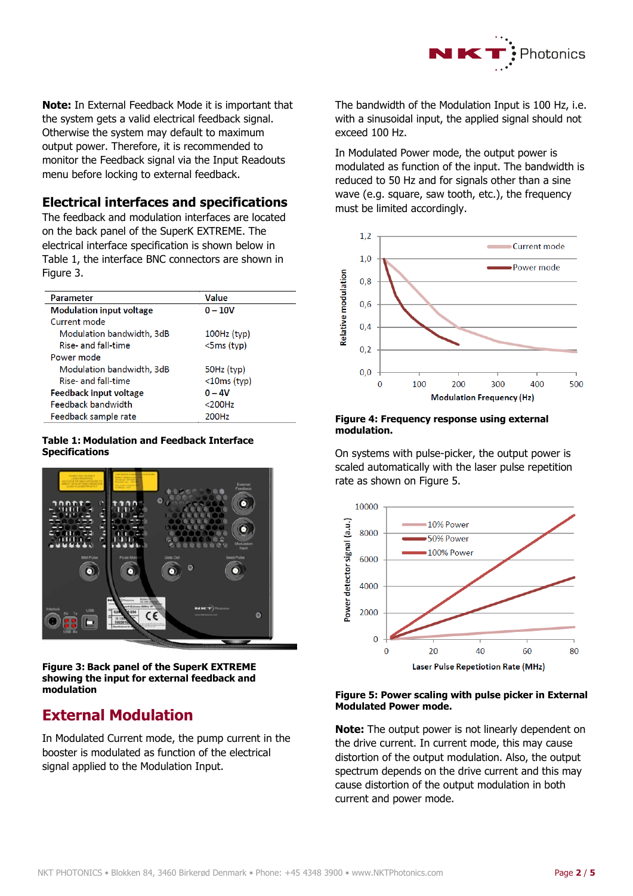**Note:** In External Feedback Mode it is important that the system gets a valid electrical feedback signal. Otherwise the system may default to maximum output power. Therefore, it is recommended to monitor the Feedback signal via the Input Readouts menu before locking to external feedback.

## Electrical interfaces and specifications

The feedback and modulation interfaces are located on the back panel of the SuperK EXTREME. The electrical interface specification is shown below in Table 1, the interface BNC connectors are shown in Figure 3.

| Parameter | Value |
|---|---|
| **Modulation input voltage** | **0 – 10V** |
| Current mode | |
| Modulation bandwidth, 3dB | 100Hz (typ) |
| Rise- and fall-time | <5ms (typ) |
| Power mode | |
| Modulation bandwidth, 3dB | 50Hz (typ) |
| Rise- and fall-time | <10ms (typ) |
| **Feedback input voltage** | **0 – 4V** |
| Feedback bandwidth | <200Hz |
| Feedback sample rate | 200Hz |

**Table 1: Modulation and Feedback Interface Specifications**

**Figure 3: Back panel of the SuperK EXTREME showing the input for external feedback and modulation**

# External Modulation

In Modulated Current mode, the pump current in the booster is modulated as function of the electrical signal applied to the Modulation Input.

The bandwidth of the Modulation Input is 100 Hz, i.e. with a sinusoidal input, the applied signal should not exceed 100 Hz.

In Modulated Power mode, the output power is modulated as function of the input. The bandwidth is reduced to 50 Hz and for signals other than a sine wave (e.g. square, saw tooth, etc.), the frequency must be limited accordingly.

Relative modulation
1,2
1,0
0,8
0,6
0,4
0,2
0,0
0
100
200
300
400
500
Modulation Frequency (Hz)
Current mode
Power mode

**Figure 4: Frequency response using external modulation.**

On systems with pulse-picker, the output power is scaled automatically with the laser pulse repetition rate as shown on Figure 5.

Power detector signal (a.u.)
10000
8000
6000
4000
2000
0
0
20
40
60
80
Laser Pulse Repetition Rate (MHz)
10% Power
50% Power
100% Power

**Figure 5: Power scaling with pulse picker in External Modulated Power mode.**

**Note:** The output power is not linearly dependent on the drive current. In current mode, this may cause distortion of the output modulation. Also, the output spectrum depends on the drive current and this may cause distortion of the output modulation in both current and power mode.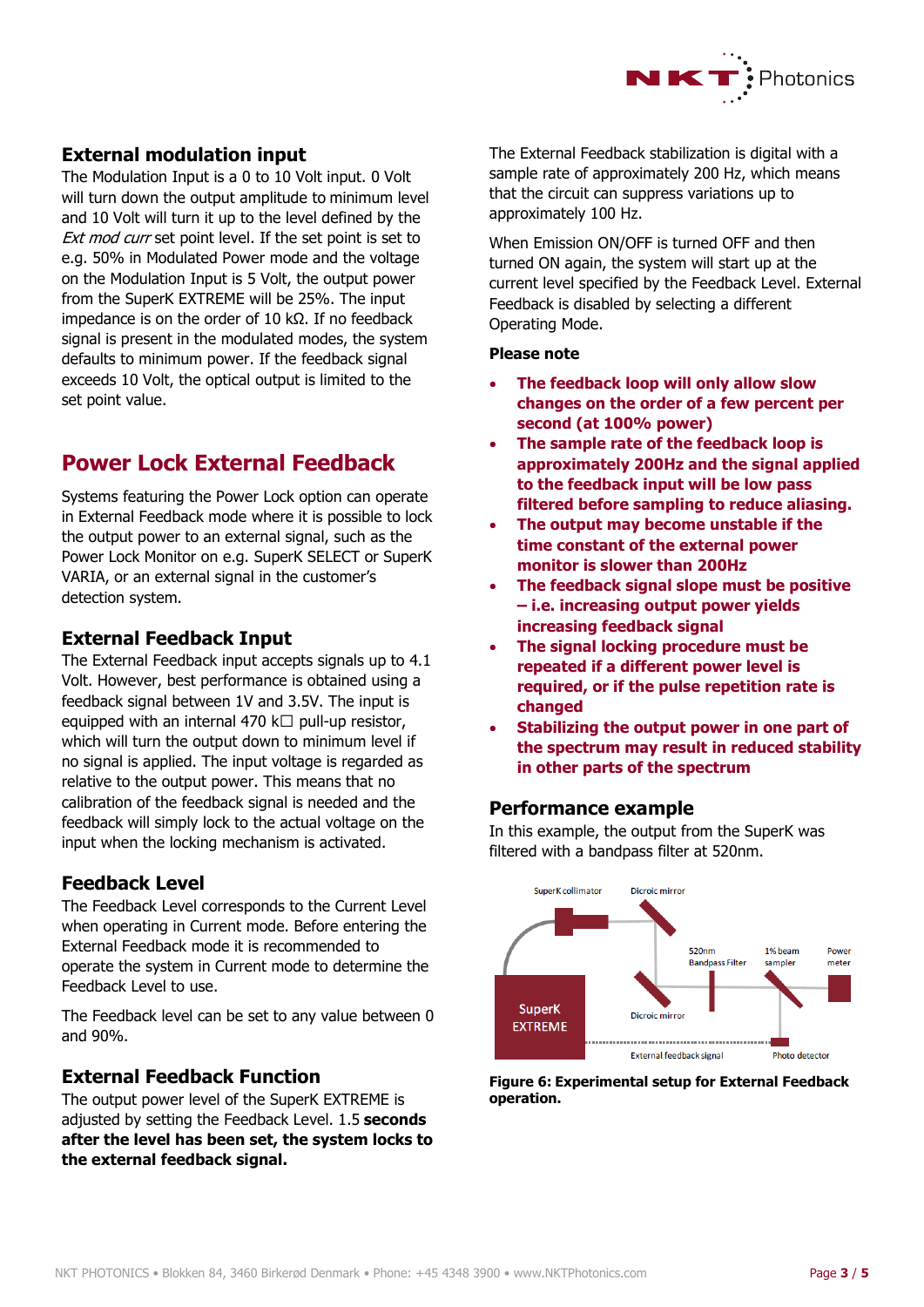### External modulation input

The Modulation Input is a 0 to 10 Volt input. 0 Volt will turn down the output amplitude to minimum level and 10 Volt will turn it up to the level defined by the *Ext mod curr* set point level. If the set point is set to e.g. 50% in Modulated Power mode and the voltage on the Modulation Input is 5 Volt, the output power from the SuperK EXTREME will be 25%. The input impedance is on the order of 10 kΩ. If no feedback signal is present in the modulated modes, the system defaults to minimum power. If the feedback signal exceeds 10 Volt, the optical output is limited to the set point value.

## Power Lock External Feedback

Systems featuring the Power Lock option can operate in External Feedback mode where it is possible to lock the output power to an external signal, such as the Power Lock Monitor on e.g. SuperK SELECT or SuperK VARIA, or an external signal in the customer's detection system.

### External Feedback Input

The External Feedback input accepts signals up to 4.1 Volt. However, best performance is obtained using a feedback signal between 1V and 3.5V. The input is equipped with an internal 470 k☐ pull-up resistor, which will turn the output down to minimum level if no signal is applied. The input voltage is regarded as relative to the output power. This means that no calibration of the feedback signal is needed and the feedback will simply lock to the actual voltage on the input when the locking mechanism is activated.

### Feedback Level

The Feedback Level corresponds to the Current Level when operating in Current mode. Before entering the External Feedback mode it is recommended to operate the system in Current mode to determine the Feedback Level to use.

The Feedback level can be set to any value between 0 and 90%.

### External Feedback Function

The output power level of the SuperK EXTREME is adjusted by setting the Feedback Level. 1.5 **seconds after the level has been set, the system locks to the external feedback signal.**

The External Feedback stabilization is digital with a sample rate of approximately 200 Hz, which means that the circuit can suppress variations up to approximately 100 Hz.

When Emission ON/OFF is turned OFF and then turned ON again, the system will start up at the current level specified by the Feedback Level. External Feedback is disabled by selecting a different Operating Mode.

**Please note**

- **The feedback loop will only allow slow changes on the order of a few percent per second (at 100% power)**
- **The sample rate of the feedback loop is approximately 200Hz and the signal applied to the feedback input will be low pass filtered before sampling to reduce aliasing.**
- **The output may become unstable if the time constant of the external power monitor is slower than 200Hz**
- **The feedback signal slope must be positive – i.e. increasing output power yields increasing feedback signal**
- **The signal locking procedure must be repeated if a different power level is required, or if the pulse repetition rate is changed**
- **Stabilizing the output power in one part of the spectrum may result in reduced stability in other parts of the spectrum**

### Performance example

In this example, the output from the SuperK was filtered with a bandpass filter at 520nm.

SuperK collimator
Dicroic mirror
520nm Bandpass Filter
1% beam sampler
Power meter
SuperK EXTREME
Dicroic mirror
External feedback signal
Photo detector

**Figure 6: Experimental setup for External Feedback operation.**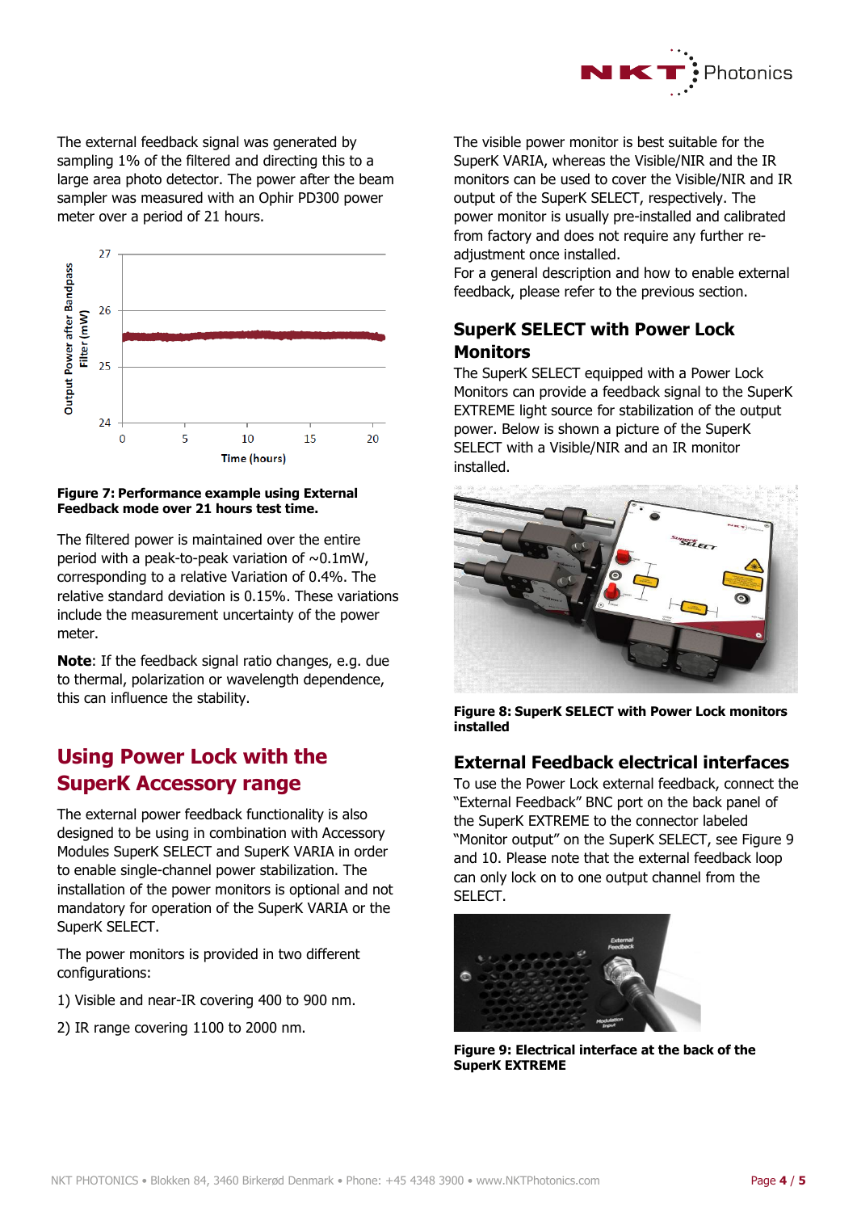The external feedback signal was generated by sampling 1% of the filtered and directing this to a large area photo detector. The power after the beam sampler was measured with an Ophir PD300 power meter over a period of 21 hours.

Output Power after Bandpass Filter (mW)

27
26
25
24

0
5
10
15
20

Time (hours)

**Figure 7: Performance example using External Feedback mode over 21 hours test time.**

The filtered power is maintained over the entire period with a peak-to-peak variation of ~0.1mW, corresponding to a relative Variation of 0.4%. The relative standard deviation is 0.15%. These variations include the measurement uncertainty of the power meter.

**Note**: If the feedback signal ratio changes, e.g. due to thermal, polarization or wavelength dependence, this can influence the stability.

## Using Power Lock with the SuperK Accessory range

The external power feedback functionality is also designed to be using in combination with Accessory Modules SuperK SELECT and SuperK VARIA in order to enable single-channel power stabilization. The installation of the power monitors is optional and not mandatory for operation of the SuperK VARIA or the SuperK SELECT.

The power monitors is provided in two different configurations:

1) Visible and near-IR covering 400 to 900 nm.

2) IR range covering 1100 to 2000 nm.

The visible power monitor is best suitable for the SuperK VARIA, whereas the Visible/NIR and the IR monitors can be used to cover the Visible/NIR and IR output of the SuperK SELECT, respectively. The power monitor is usually pre-installed and calibrated from factory and does not require any further re-adjustment once installed.
For a general description and how to enable external feedback, please refer to the previous section.

### SuperK SELECT with Power Lock Monitors

The SuperK SELECT equipped with a Power Lock Monitors can provide a feedback signal to the SuperK EXTREME light source for stabilization of the output power. Below is shown a picture of the SuperK SELECT with a Visible/NIR and an IR monitor installed.

**Figure 8: SuperK SELECT with Power Lock monitors installed**

### External Feedback electrical interfaces

To use the Power Lock external feedback, connect the "External Feedback" BNC port on the back panel of the SuperK EXTREME to the connector labeled "Monitor output" on the SuperK SELECT, see Figure 9 and 10. Please note that the external feedback loop can only lock on to one output channel from the SELECT.

**Figure 9: Electrical interface at the back of the SuperK EXTREME**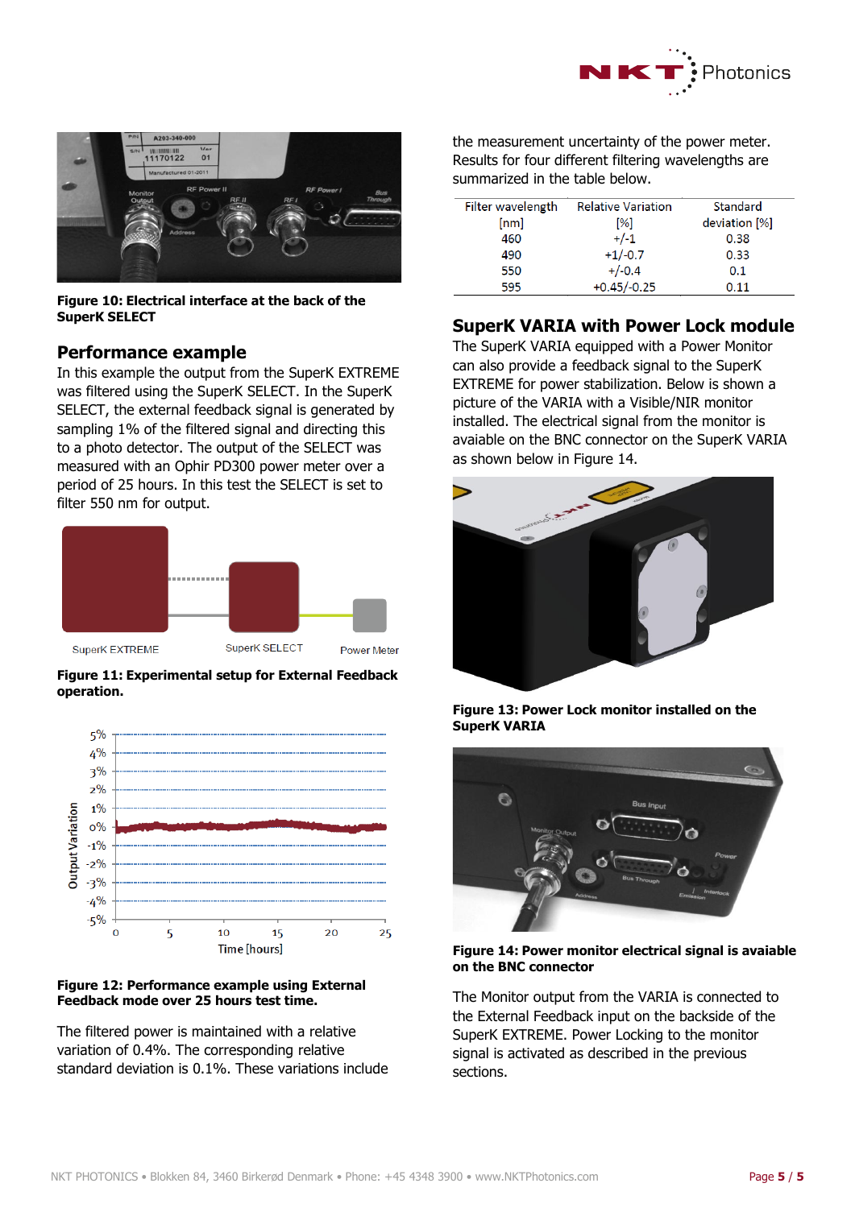Figure 10: Electrical interface at the back of the SuperK SELECT

## Performance example

In this example the output from the SuperK EXTREME was filtered using the SuperK SELECT. In the SuperK SELECT, the external feedback signal is generated by sampling 1% of the filtered signal and directing this to a photo detector. The output of the SELECT was measured with an Ophir PD300 power meter over a period of 25 hours. In this test the SELECT is set to filter 550 nm for output.

SuperK EXTREME
SuperK SELECT
Power Meter

**Figure 11: Experimental setup for External Feedback operation.**

Output Variation
5%
4%
3%
2%
1%
0%
-1%
-2%
-3%
-4%
-5%
0
5
10
15
20
25
Time [hours]

**Figure 12: Performance example using External Feedback mode over 25 hours test time.**

The filtered power is maintained with a relative variation of 0.4%. The corresponding relative standard deviation is 0.1%. These variations include the measurement uncertainty of the power meter. Results for four different filtering wavelengths are summarized in the table below.

| Filter wavelength [nm] | Relative Variation [%] | Standard deviation [%] |
|---|---|---|
| 460 | +/-1 | 0.38 |
| 490 | +1/-0.7 | 0.33 |
| 550 | +/-0.4 | 0.1 |
| 595 | +0.45/-0.25 | 0.11 |

## SuperK VARIA with Power Lock module

The SuperK VARIA equipped with a Power Monitor can also provide a feedback signal to the SuperK EXTREME for power stabilization. Below is shown a picture of the VARIA with a Visible/NIR monitor installed. The electrical signal from the monitor is avaiable on the BNC connector on the SuperK VARIA as shown below in Figure 14.

**Figure 13: Power Lock monitor installed on the SuperK VARIA**

**Figure 14: Power monitor electrical signal is avaiable on the BNC connector**

The Monitor output from the VARIA is connected to the External Feedback input on the backside of the SuperK EXTREME. Power Locking to the monitor signal is activated as described in the previous sections.